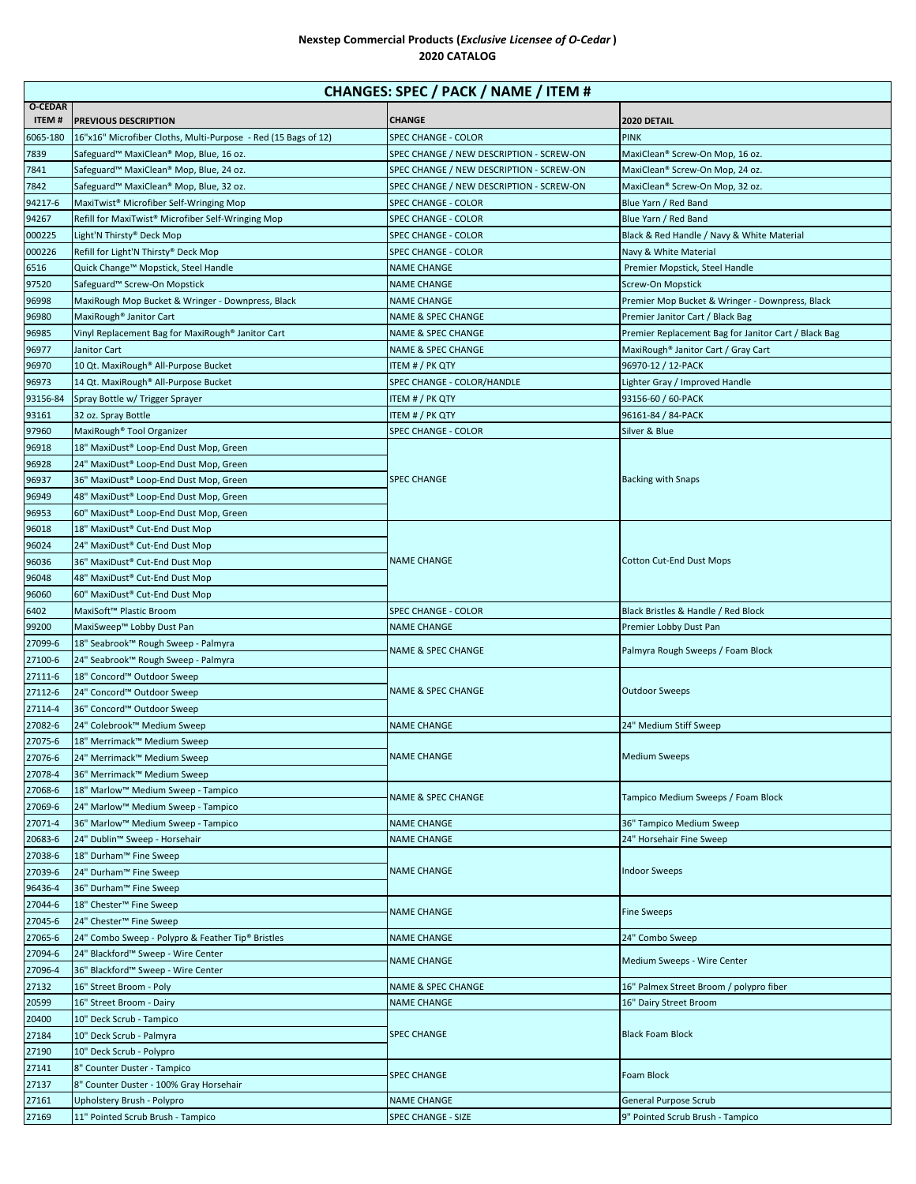**Nexstep Commercial Products (*Exclusive Licensee of O-Cedar*)**
**2020 CATALOG**

| CHANGES: SPEC / PACK / NAME / ITEM # | | | |
|---|---|---|---|
| **O-CEDAR ITEM #** | **PREVIOUS DESCRIPTION** | **CHANGE** | **2020 DETAIL** |
| 6065-180 | 16"x16" Microfiber Cloths, Multi-Purpose - Red (15 Bags of 12) | SPEC CHANGE - COLOR | PINK |
| 7839 | Safeguard™ MaxiClean® Mop, Blue, 16 oz. | SPEC CHANGE / NEW DESCRIPTION - SCREW-ON | MaxiClean® Screw-On Mop, 16 oz. |
| 7841 | Safeguard™ MaxiClean® Mop, Blue, 24 oz. | SPEC CHANGE / NEW DESCRIPTION - SCREW-ON | MaxiClean® Screw-On Mop, 24 oz. |
| 7842 | Safeguard™ MaxiClean® Mop, Blue, 32 oz. | SPEC CHANGE / NEW DESCRIPTION - SCREW-ON | MaxiClean® Screw-On Mop, 32 oz. |
| 94217-6 | MaxiTwist® Microfiber Self-Wringing Mop | SPEC CHANGE - COLOR | Blue Yarn / Red Band |
| 94267 | Refill for MaxiTwist® Microfiber Self-Wringing Mop | SPEC CHANGE - COLOR | Blue Yarn / Red Band |
| 000225 | Light'N Thirsty® Deck Mop | SPEC CHANGE - COLOR | Black & Red Handle / Navy & White Material |
| 000226 | Refill for Light'N Thirsty® Deck Mop | SPEC CHANGE - COLOR | Navy & White Material |
| 6516 | Quick Change™ Mopstick, Steel Handle | NAME CHANGE | Premier Mopstick, Steel Handle |
| 97520 | Safeguard™ Screw-On Mopstick | NAME CHANGE | Screw-On Mopstick |
| 96998 | MaxiRough Mop Bucket & Wringer - Downpress, Black | NAME CHANGE | Premier Mop Bucket & Wringer - Downpress, Black |
| 96980 | MaxiRough® Janitor Cart | NAME & SPEC CHANGE | Premier Janitor Cart / Black Bag |
| 96985 | Vinyl Replacement Bag for MaxiRough® Janitor Cart | NAME & SPEC CHANGE | Premier Replacement Bag for Janitor Cart / Black Bag |
| 96977 | Janitor Cart | NAME & SPEC CHANGE | MaxiRough® Janitor Cart / Gray Cart |
| 96970 | 10 Qt. MaxiRough® All-Purpose Bucket | ITEM # / PK QTY | 96970-12 / 12-PACK |
| 96973 | 14 Qt. MaxiRough® All-Purpose Bucket | SPEC CHANGE - COLOR/HANDLE | Lighter Gray / Improved Handle |
| 93156-84 | Spray Bottle w/ Trigger Sprayer | ITEM # / PK QTY | 93156-60 / 60-PACK |
| 93161 | 32 oz. Spray Bottle | ITEM # / PK QTY | 96161-84 / 84-PACK |
| 97960 | MaxiRough® Tool Organizer | SPEC CHANGE - COLOR | Silver & Blue |
| 96918 | 18" MaxiDust® Loop-End Dust Mop, Green | SPEC CHANGE | Backing with Snaps |
| 96928 | 24" MaxiDust® Loop-End Dust Mop, Green | | |
| 96937 | 36" MaxiDust® Loop-End Dust Mop, Green | | |
| 96949 | 48" MaxiDust® Loop-End Dust Mop, Green | | |
| 96953 | 60" MaxiDust® Loop-End Dust Mop, Green | | |
| 96018 | 18" MaxiDust® Cut-End Dust Mop | NAME CHANGE | Cotton Cut-End Dust Mops |
| 96024 | 24" MaxiDust® Cut-End Dust Mop | | |
| 96036 | 36" MaxiDust® Cut-End Dust Mop | | |
| 96048 | 48" MaxiDust® Cut-End Dust Mop | | |
| 96060 | 60" MaxiDust® Cut-End Dust Mop | | |
| 6402 | MaxiSoft™ Plastic Broom | SPEC CHANGE - COLOR | Black Bristles & Handle / Red Block |
| 99200 | MaxiSweep™ Lobby Dust Pan | NAME CHANGE | Premier Lobby Dust Pan |
| 27099-6 | 18" Seabrook™ Rough Sweep - Palmyra | NAME & SPEC CHANGE | Palmyra Rough Sweeps / Foam Block |
| 27100-6 | 24" Seabrook™ Rough Sweep - Palmyra | | |
| 27111-6 | 18" Concord™ Outdoor Sweep | NAME & SPEC CHANGE | Outdoor Sweeps |
| 27112-6 | 24" Concord™ Outdoor Sweep | | |
| 27114-4 | 36" Concord™ Outdoor Sweep | | |
| 27082-6 | 24" Colebrook™ Medium Sweep | NAME CHANGE | 24" Medium Stiff Sweep |
| 27075-6 | 18" Merrimack™ Medium Sweep | NAME CHANGE | Medium Sweeps |
| 27076-6 | 24" Merrimack™ Medium Sweep | | |
| 27078-4 | 36" Merrimack™ Medium Sweep | | |
| 27068-6 | 18" Marlow™ Medium Sweep - Tampico | NAME & SPEC CHANGE | Tampico Medium Sweeps / Foam Block |
| 27069-6 | 24" Marlow™ Medium Sweep - Tampico | | |
| 27071-4 | 36" Marlow™ Medium Sweep - Tampico | NAME CHANGE | 36" Tampico Medium Sweep |
| 20683-6 | 24" Dublin™ Sweep - Horsehair | NAME CHANGE | 24" Horsehair Fine Sweep |
| 27038-6 | 18" Durham™ Fine Sweep | NAME CHANGE | Indoor Sweeps |
| 27039-6 | 24" Durham™ Fine Sweep | | |
| 96436-4 | 36" Durham™ Fine Sweep | | |
| 27044-6 | 18" Chester™ Fine Sweep | NAME CHANGE | Fine Sweeps |
| 27045-6 | 24" Chester™ Fine Sweep | | |
| 27065-6 | 24" Combo Sweep - Polypro & Feather Tip® Bristles | NAME CHANGE | 24" Combo Sweep |
| 27094-6 | 24" Blackford™ Sweep - Wire Center | NAME CHANGE | Medium Sweeps - Wire Center |
| 27096-4 | 36" Blackford™ Sweep - Wire Center | | |
| 27132 | 16" Street Broom - Poly | NAME & SPEC CHANGE | 16" Palmex Street Broom / polypro fiber |
| 20599 | 16" Street Broom - Dairy | NAME CHANGE | 16" Dairy Street Broom |
| 20400 | 10" Deck Scrub - Tampico | SPEC CHANGE | Black Foam Block |
| 27184 | 10" Deck Scrub - Palmyra | | |
| 27190 | 10" Deck Scrub - Polypro | | |
| 27141 | 8" Counter Duster - Tampico | SPEC CHANGE | Foam Block |
| 27137 | 8" Counter Duster - 100% Gray Horsehair | | |
| 27161 | Upholstery Brush - Polypro | NAME CHANGE | General Purpose Scrub |
| 27169 | 11" Pointed Scrub Brush - Tampico | SPEC CHANGE - SIZE | 9" Pointed Scrub Brush - Tampico |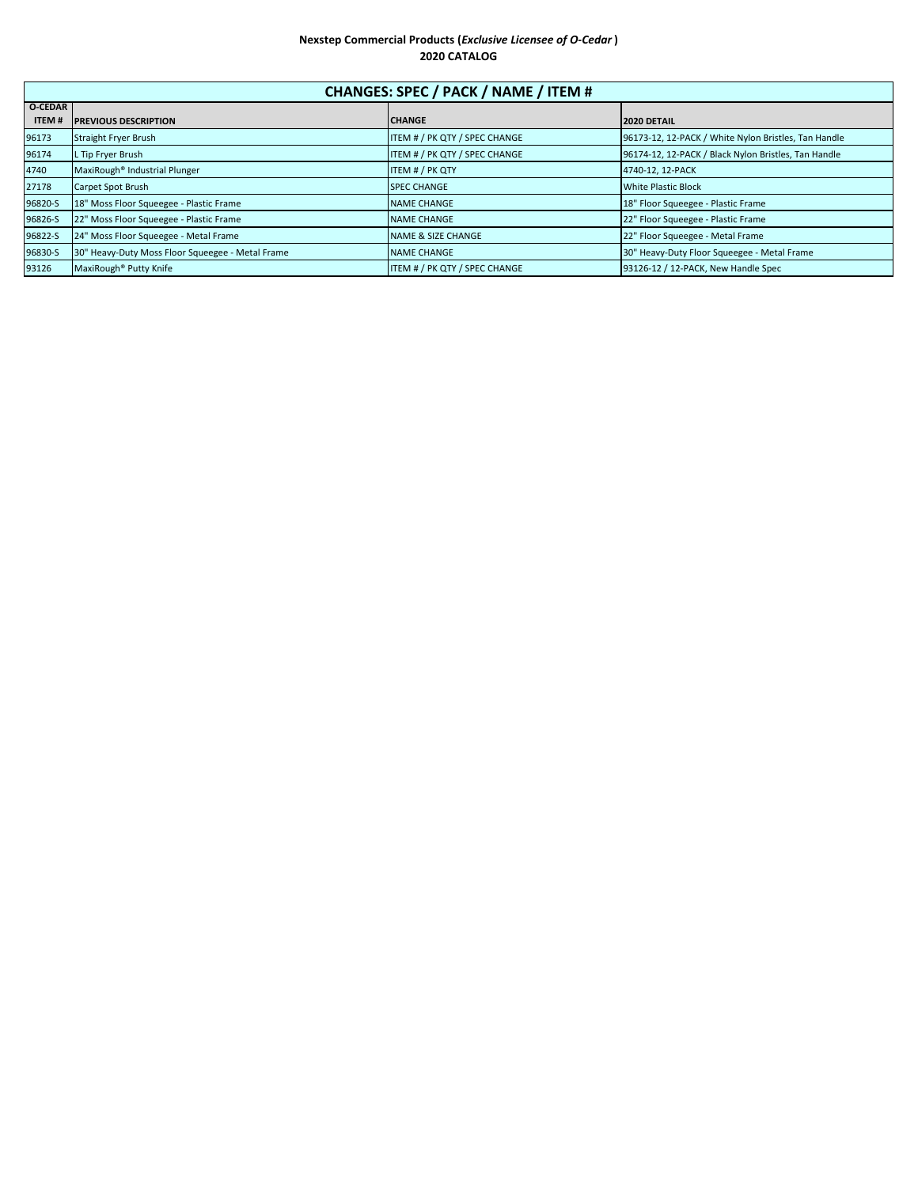**Nexstep Commercial Products (*Exclusive Licensee of O-Cedar*)**
**2020 CATALOG**

## CHANGES: SPEC / PACK / NAME / ITEM #

| O-CEDAR ITEM # | PREVIOUS DESCRIPTION | CHANGE | 2020 DETAIL |
|---|---|---|---|
| 96173 | Straight Fryer Brush | ITEM # / PK QTY / SPEC CHANGE | 96173-12, 12-PACK / White Nylon Bristles, Tan Handle |
| 96174 | L Tip Fryer Brush | ITEM # / PK QTY / SPEC CHANGE | 96174-12, 12-PACK / Black Nylon Bristles, Tan Handle |
| 4740 | MaxiRough® Industrial Plunger | ITEM # / PK QTY | 4740-12, 12-PACK |
| 27178 | Carpet Spot Brush | SPEC CHANGE | White Plastic Block |
| 96820-S | 18" Moss Floor Squeegee - Plastic Frame | NAME CHANGE | 18" Floor Squeegee - Plastic Frame |
| 96826-S | 22" Moss Floor Squeegee - Plastic Frame | NAME CHANGE | 22" Floor Squeegee - Plastic Frame |
| 96822-S | 24" Moss Floor Squeegee - Metal Frame | NAME & SIZE CHANGE | 22" Floor Squeegee - Metal Frame |
| 96830-S | 30" Heavy-Duty Moss Floor Squeegee - Metal Frame | NAME CHANGE | 30" Heavy-Duty Floor Squeegee - Metal Frame |
| 93126 | MaxiRough® Putty Knife | ITEM # / PK QTY / SPEC CHANGE | 93126-12 / 12-PACK, New Handle Spec |